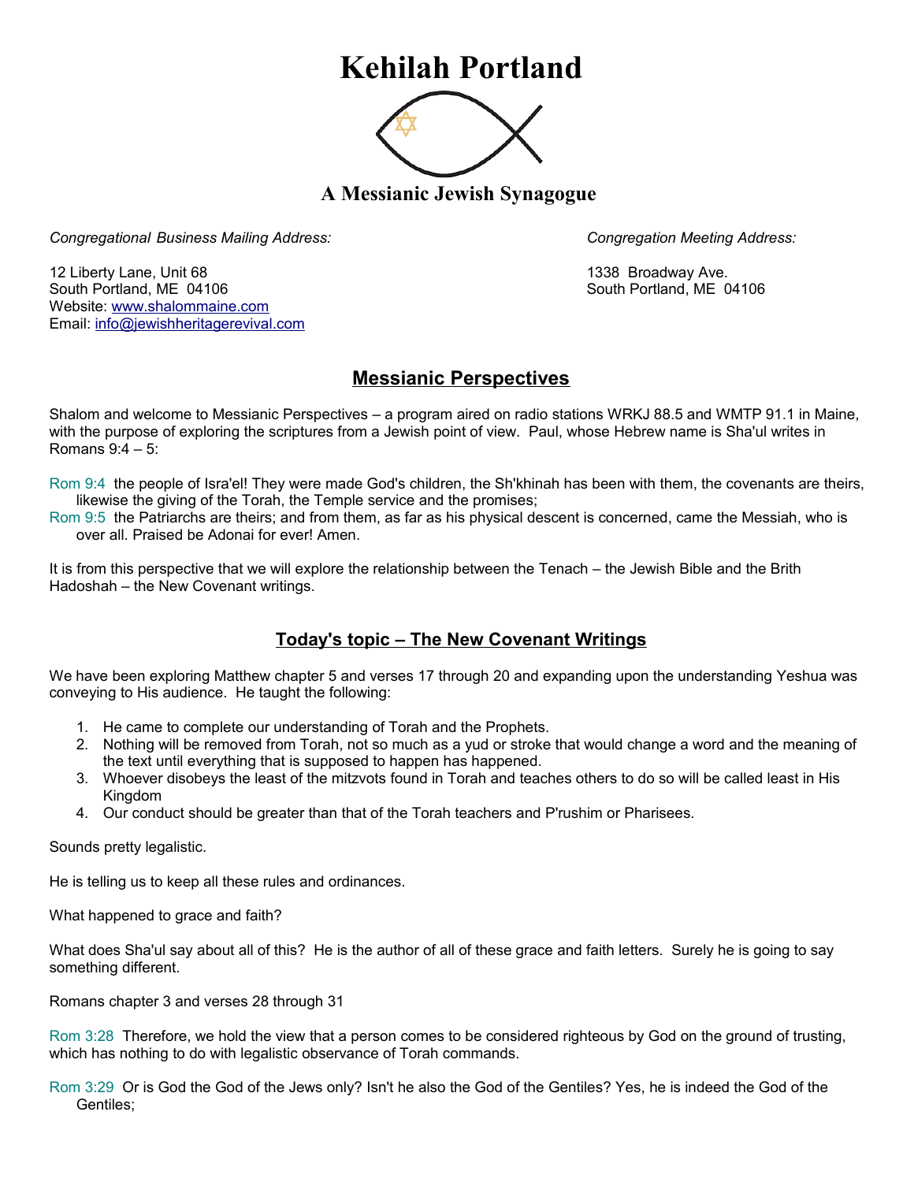# Kehilah Portland

## A Messianic Jewish Synagogue

*Congregational Business Mailing Address:*

12 Liberty Lane, Unit 68
South Portland, ME 04106
Website: www.shalommaine.com
Email: info@jewishheritagerevival.com

*Congregation Meeting Address:*

1338 Broadway Ave.
South Portland, ME 04106

## Messianic Perspectives

Shalom and welcome to Messianic Perspectives – a program aired on radio stations WRKJ 88.5 and WMTP 91.1 in Maine, with the purpose of exploring the scriptures from a Jewish point of view. Paul, whose Hebrew name is Sha'ul writes in Romans 9:4 – 5:

Rom 9:4 the people of Isra'el! They were made God's children, the Sh'khinah has been with them, the covenants are theirs, likewise the giving of the Torah, the Temple service and the promises;
Rom 9:5 the Patriarchs are theirs; and from them, as far as his physical descent is concerned, came the Messiah, who is over all. Praised be Adonai for ever! Amen.

It is from this perspective that we will explore the relationship between the Tenach – the Jewish Bible and the Brith Hadoshah – the New Covenant writings.

## Today's topic – The New Covenant Writings

We have been exploring Matthew chapter 5 and verses 17 through 20 and expanding upon the understanding Yeshua was conveying to His audience. He taught the following:

1. He came to complete our understanding of Torah and the Prophets.
2. Nothing will be removed from Torah, not so much as a yud or stroke that would change a word and the meaning of the text until everything that is supposed to happen has happened.
3. Whoever disobeys the least of the mitzvots found in Torah and teaches others to do so will be called least in His Kingdom
4. Our conduct should be greater than that of the Torah teachers and P'rushim or Pharisees.

Sounds pretty legalistic.

He is telling us to keep all these rules and ordinances.

What happened to grace and faith?

What does Sha'ul say about all of this? He is the author of all of these grace and faith letters. Surely he is going to say something different.

Romans chapter 3 and verses 28 through 31

Rom 3:28 Therefore, we hold the view that a person comes to be considered righteous by God on the ground of trusting, which has nothing to do with legalistic observance of Torah commands.

Rom 3:29 Or is God the God of the Jews only? Isn't he also the God of the Gentiles? Yes, he is indeed the God of the Gentiles;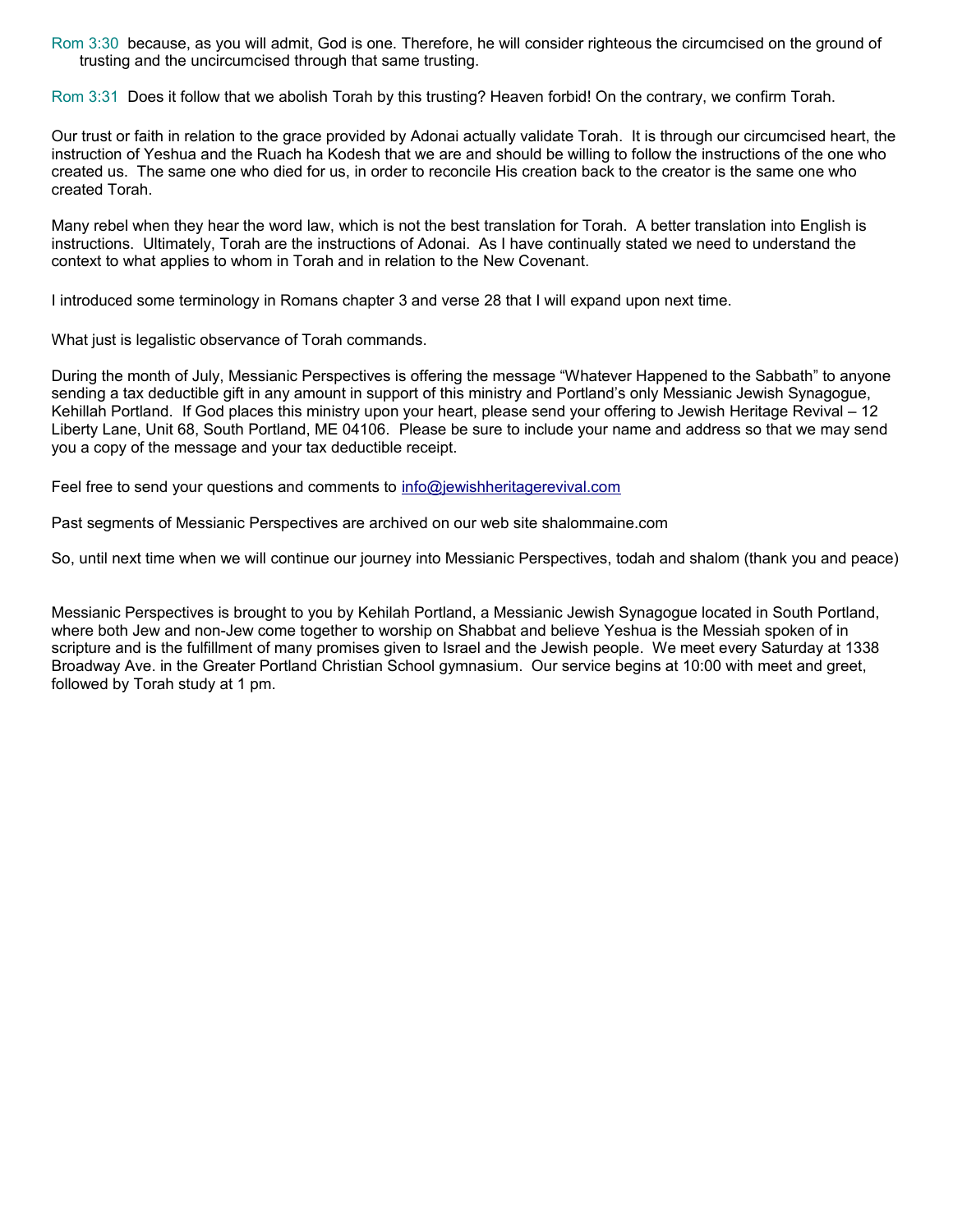Rom 3:30 because, as you will admit, God is one. Therefore, he will consider righteous the circumcised on the ground of trusting and the uncircumcised through that same trusting.

Rom 3:31 Does it follow that we abolish Torah by this trusting? Heaven forbid! On the contrary, we confirm Torah.

Our trust or faith in relation to the grace provided by Adonai actually validate Torah. It is through our circumcised heart, the instruction of Yeshua and the Ruach ha Kodesh that we are and should be willing to follow the instructions of the one who created us. The same one who died for us, in order to reconcile His creation back to the creator is the same one who created Torah.

Many rebel when they hear the word law, which is not the best translation for Torah. A better translation into English is instructions. Ultimately, Torah are the instructions of Adonai. As I have continually stated we need to understand the context to what applies to whom in Torah and in relation to the New Covenant.

I introduced some terminology in Romans chapter 3 and verse 28 that I will expand upon next time.

What just is legalistic observance of Torah commands.

During the month of July, Messianic Perspectives is offering the message "Whatever Happened to the Sabbath" to anyone sending a tax deductible gift in any amount in support of this ministry and Portland's only Messianic Jewish Synagogue, Kehillah Portland. If God places this ministry upon your heart, please send your offering to Jewish Heritage Revival – 12 Liberty Lane, Unit 68, South Portland, ME 04106. Please be sure to include your name and address so that we may send you a copy of the message and your tax deductible receipt.

Feel free to send your questions and comments to info@jewishheritagerevival.com

Past segments of Messianic Perspectives are archived on our web site shalommaine.com

So, until next time when we will continue our journey into Messianic Perspectives, todah and shalom (thank you and peace)

Messianic Perspectives is brought to you by Kehilah Portland, a Messianic Jewish Synagogue located in South Portland, where both Jew and non-Jew come together to worship on Shabbat and believe Yeshua is the Messiah spoken of in scripture and is the fulfillment of many promises given to Israel and the Jewish people. We meet every Saturday at 1338 Broadway Ave. in the Greater Portland Christian School gymnasium. Our service begins at 10:00 with meet and greet, followed by Torah study at 1 pm.